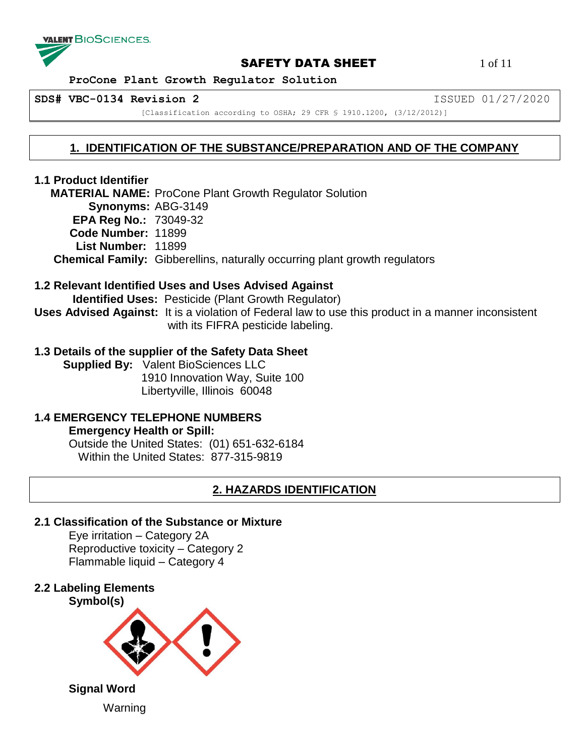# SAFETY DATA SHEET

**ProCone Plant Growth Regulator Solution**

**SDS# VBC-0134 Revision 2** ISSUED 01/27/2020

[Classification according to OSHA; 29 CFR § 1910.1200, (3/12/2012)]

## 1. IDENTIFICATION OF THE SUBSTANCE/PREPARATION AND OF THE COMPANY

### 1.1 Product Identifier

**MATERIAL NAME:** ProCone Plant Growth Regulator Solution
**Synonyms:** ABG-3149
**EPA Reg No.:** 73049-32
**Code Number:** 11899
**List Number:** 11899
**Chemical Family:** Gibberellins, naturally occurring plant growth regulators

### 1.2 Relevant Identified Uses and Uses Advised Against

**Identified Uses:** Pesticide (Plant Growth Regulator)
**Uses Advised Against:** It is a violation of Federal law to use this product in a manner inconsistent with its FIFRA pesticide labeling.

### 1.3 Details of the supplier of the Safety Data Sheet

**Supplied By:** Valent BioSciences LLC
1910 Innovation Way, Suite 100
Libertyville, Illinois 60048

### 1.4 EMERGENCY TELEPHONE NUMBERS

**Emergency Health or Spill:**
Outside the United States: (01) 651-632-6184
Within the United States: 877-315-9819

## 2. HAZARDS IDENTIFICATION

### 2.1 Classification of the Substance or Mixture

Eye irritation – Category 2A
Reproductive toxicity – Category 2
Flammable liquid – Category 4

### 2.2 Labeling Elements

**Symbol(s)**

**Signal Word**

Warning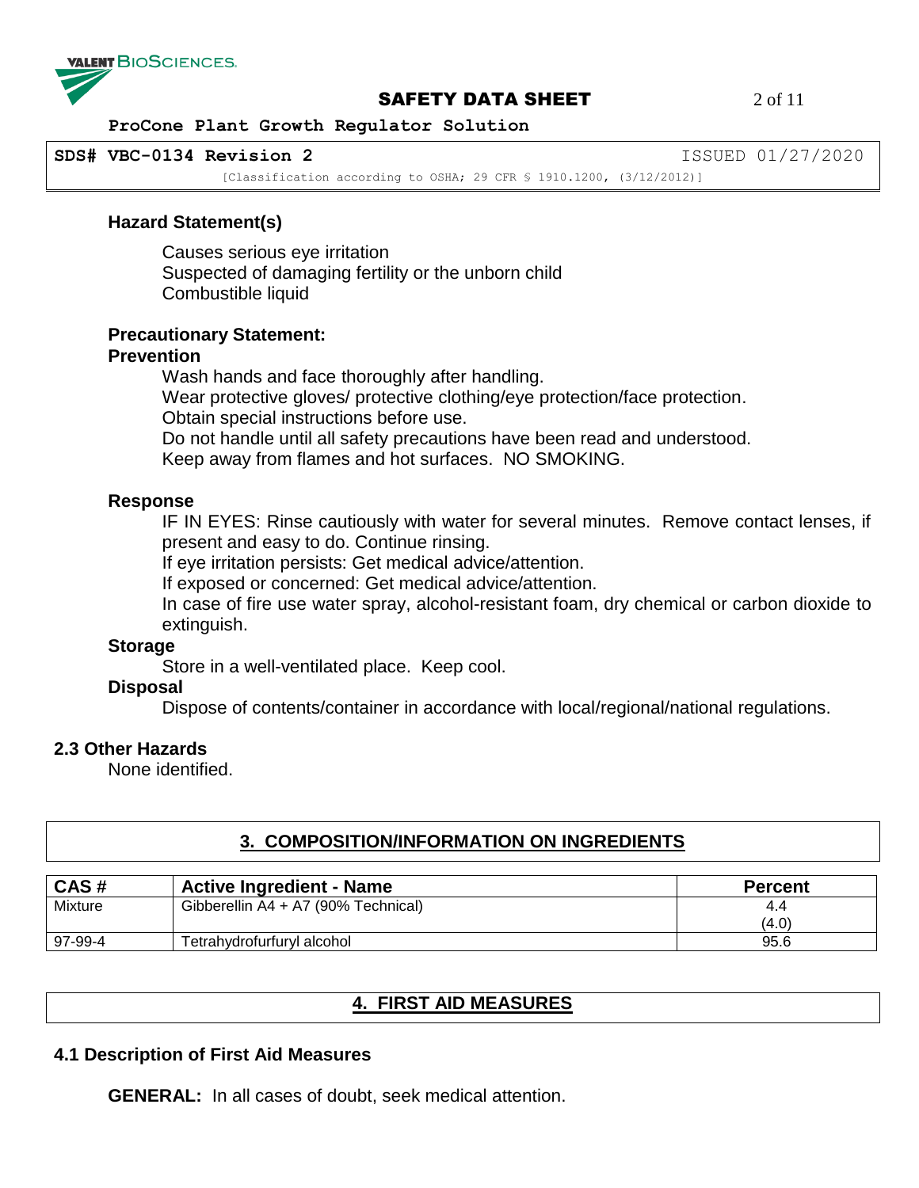### Hazard Statement(s)

Causes serious eye irritation
Suspected of damaging fertility or the unborn child
Combustible liquid

### Precautionary Statement:

**Prevention**

Wash hands and face thoroughly after handling.
Wear protective gloves/ protective clothing/eye protection/face protection.
Obtain special instructions before use.
Do not handle until all safety precautions have been read and understood.
Keep away from flames and hot surfaces. NO SMOKING.

**Response**

IF IN EYES: Rinse cautiously with water for several minutes. Remove contact lenses, if present and easy to do. Continue rinsing.
If eye irritation persists: Get medical advice/attention.
If exposed or concerned: Get medical advice/attention.
In case of fire use water spray, alcohol-resistant foam, dry chemical or carbon dioxide to extinguish.

**Storage**

Store in a well-ventilated place. Keep cool.

**Disposal**

Dispose of contents/container in accordance with local/regional/national regulations.

### 2.3 Other Hazards

None identified.

## 3. COMPOSITION/INFORMATION ON INGREDIENTS

| CAS # | Active Ingredient - Name | Percent |
|---|---|---|
| Mixture | Gibberellin A4 + A7 (90% Technical) | 4.4 (4.0) |
| 97-99-4 | Tetrahydrofurfuryl alcohol | 95.6 |

## 4. FIRST AID MEASURES

### 4.1 Description of First Aid Measures

**GENERAL:** In all cases of doubt, seek medical attention.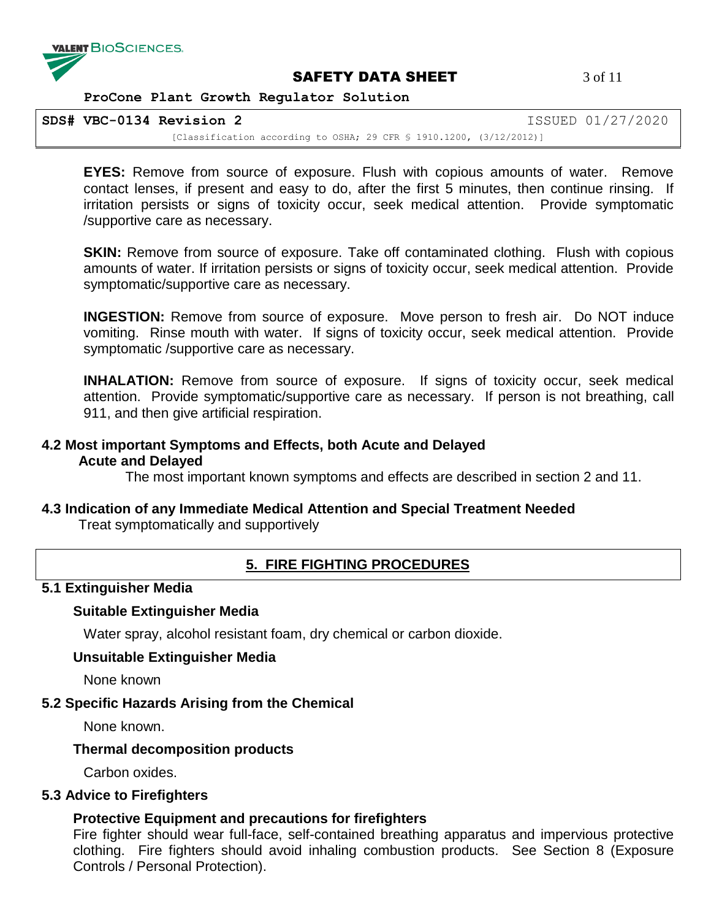**EYES:** Remove from source of exposure. Flush with copious amounts of water. Remove contact lenses, if present and easy to do, after the first 5 minutes, then continue rinsing. If irritation persists or signs of toxicity occur, seek medical attention. Provide symptomatic /supportive care as necessary.

**SKIN:** Remove from source of exposure. Take off contaminated clothing. Flush with copious amounts of water. If irritation persists or signs of toxicity occur, seek medical attention. Provide symptomatic/supportive care as necessary.

**INGESTION:** Remove from source of exposure. Move person to fresh air. Do NOT induce vomiting. Rinse mouth with water. If signs of toxicity occur, seek medical attention. Provide symptomatic /supportive care as necessary.

**INHALATION:** Remove from source of exposure. If signs of toxicity occur, seek medical attention. Provide symptomatic/supportive care as necessary. If person is not breathing, call 911, and then give artificial respiration.

### 4.2 Most important Symptoms and Effects, both Acute and Delayed

**Acute and Delayed**

The most important known symptoms and effects are described in section 2 and 11.

### 4.3 Indication of any Immediate Medical Attention and Special Treatment Needed

Treat symptomatically and supportively

## 5. FIRE FIGHTING PROCEDURES

### 5.1 Extinguisher Media

**Suitable Extinguisher Media**

Water spray, alcohol resistant foam, dry chemical or carbon dioxide.

**Unsuitable Extinguisher Media**

None known

### 5.2 Specific Hazards Arising from the Chemical

None known.

**Thermal decomposition products**

Carbon oxides.

### 5.3 Advice to Firefighters

**Protective Equipment and precautions for firefighters**

Fire fighter should wear full-face, self-contained breathing apparatus and impervious protective clothing. Fire fighters should avoid inhaling combustion products. See Section 8 (Exposure Controls / Personal Protection).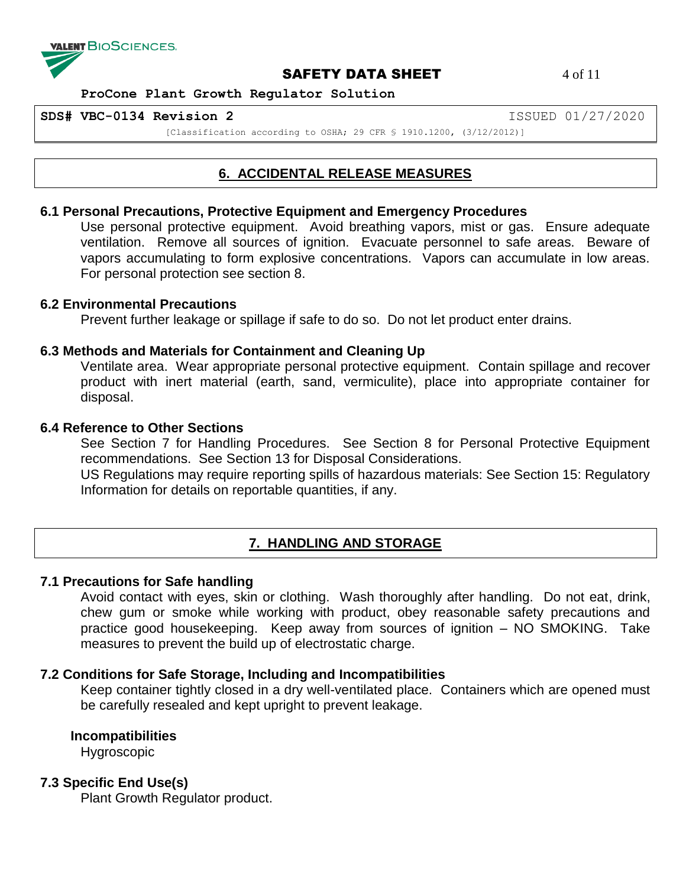## 6. ACCIDENTAL RELEASE MEASURES

### 6.1 Personal Precautions, Protective Equipment and Emergency Procedures

Use personal protective equipment. Avoid breathing vapors, mist or gas. Ensure adequate ventilation. Remove all sources of ignition. Evacuate personnel to safe areas. Beware of vapors accumulating to form explosive concentrations. Vapors can accumulate in low areas. For personal protection see section 8.

### 6.2 Environmental Precautions

Prevent further leakage or spillage if safe to do so. Do not let product enter drains.

### 6.3 Methods and Materials for Containment and Cleaning Up

Ventilate area. Wear appropriate personal protective equipment. Contain spillage and recover product with inert material (earth, sand, vermiculite), place into appropriate container for disposal.

### 6.4 Reference to Other Sections

See Section 7 for Handling Procedures. See Section 8 for Personal Protective Equipment recommendations. See Section 13 for Disposal Considerations.

US Regulations may require reporting spills of hazardous materials: See Section 15: Regulatory Information for details on reportable quantities, if any.

## 7. HANDLING AND STORAGE

### 7.1 Precautions for Safe handling

Avoid contact with eyes, skin or clothing. Wash thoroughly after handling. Do not eat, drink, chew gum or smoke while working with product, obey reasonable safety precautions and practice good housekeeping. Keep away from sources of ignition – NO SMOKING. Take measures to prevent the build up of electrostatic charge.

### 7.2 Conditions for Safe Storage, Including and Incompatibilities

Keep container tightly closed in a dry well-ventilated place. Containers which are opened must be carefully resealed and kept upright to prevent leakage.

**Incompatibilities**

Hygroscopic

### 7.3 Specific End Use(s)

Plant Growth Regulator product.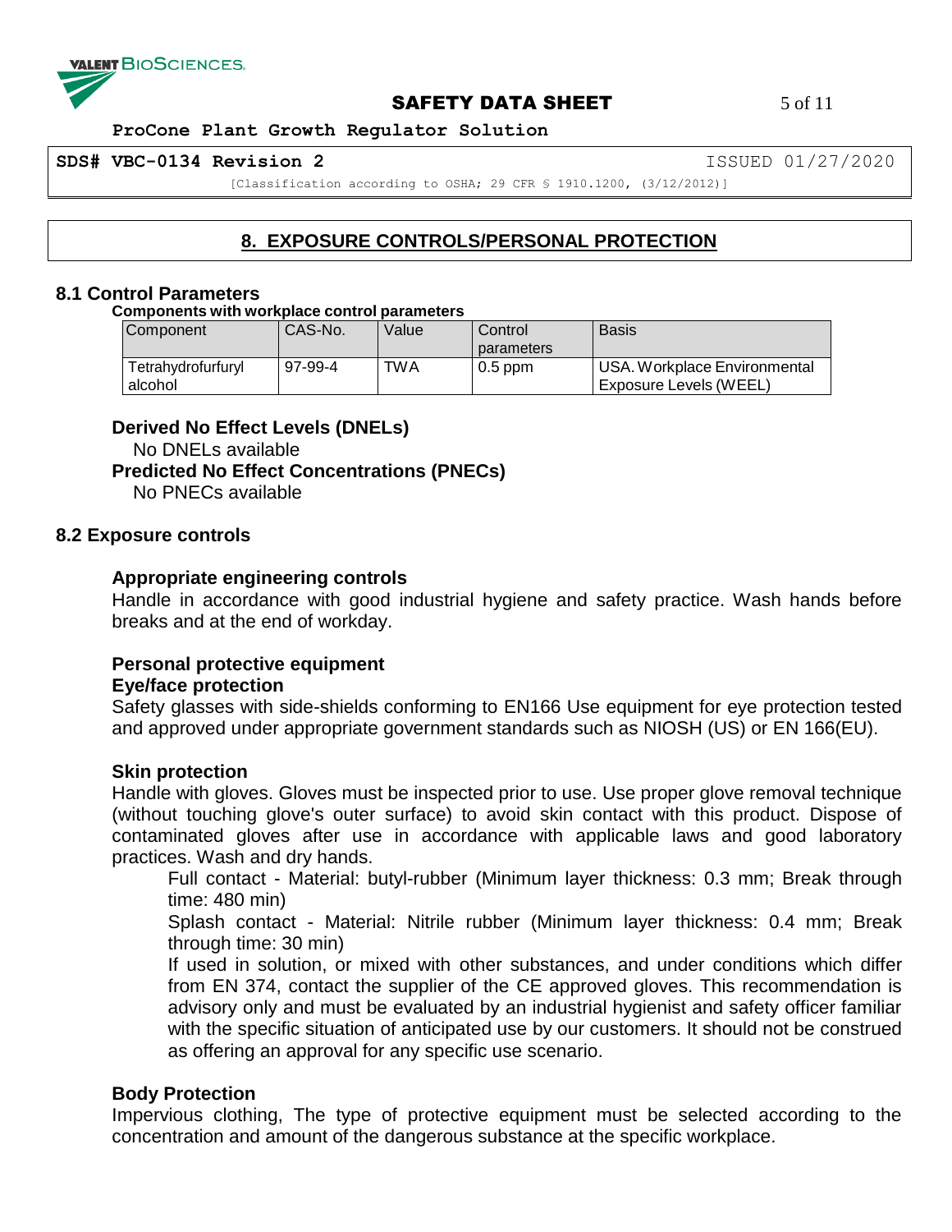## 8. EXPOSURE CONTROLS/PERSONAL PROTECTION

### 8.1 Control Parameters

**Components with workplace control parameters**

| Component | CAS-No. | Value | Control parameters | Basis |
|---|---|---|---|---|
| Tetrahydrofurfuryl alcohol | 97-99-4 | TWA | 0.5 ppm | USA. Workplace Environmental Exposure Levels (WEEL) |

**Derived No Effect Levels (DNELs)**

No DNELs available

**Predicted No Effect Concentrations (PNECs)**

No PNECs available

### 8.2 Exposure controls

**Appropriate engineering controls**

Handle in accordance with good industrial hygiene and safety practice. Wash hands before breaks and at the end of workday.

**Personal protective equipment**

**Eye/face protection**

Safety glasses with side-shields conforming to EN166 Use equipment for eye protection tested and approved under appropriate government standards such as NIOSH (US) or EN 166(EU).

**Skin protection**

Handle with gloves. Gloves must be inspected prior to use. Use proper glove removal technique (without touching glove's outer surface) to avoid skin contact with this product. Dispose of contaminated gloves after use in accordance with applicable laws and good laboratory practices. Wash and dry hands.

Full contact - Material: butyl-rubber (Minimum layer thickness: 0.3 mm; Break through time: 480 min)

Splash contact - Material: Nitrile rubber (Minimum layer thickness: 0.4 mm; Break through time: 30 min)

If used in solution, or mixed with other substances, and under conditions which differ from EN 374, contact the supplier of the CE approved gloves. This recommendation is advisory only and must be evaluated by an industrial hygienist and safety officer familiar with the specific situation of anticipated use by our customers. It should not be construed as offering an approval for any specific use scenario.

**Body Protection**

Impervious clothing, The type of protective equipment must be selected according to the concentration and amount of the dangerous substance at the specific workplace.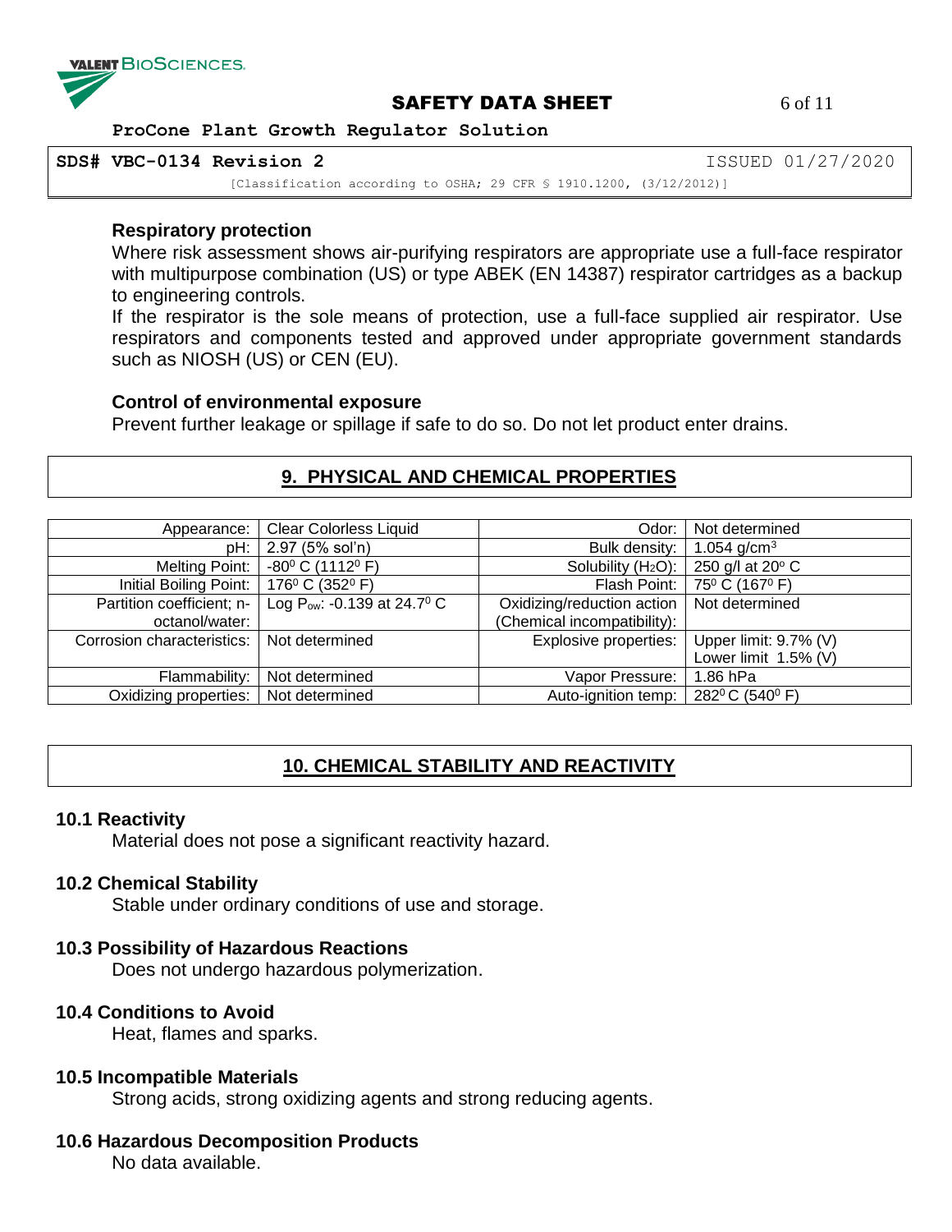### Respiratory protection

Where risk assessment shows air-purifying respirators are appropriate use a full-face respirator with multipurpose combination (US) or type ABEK (EN 14387) respirator cartridges as a backup to engineering controls.

If the respirator is the sole means of protection, use a full-face supplied air respirator. Use respirators and components tested and approved under appropriate government standards such as NIOSH (US) or CEN (EU).

### Control of environmental exposure

Prevent further leakage or spillage if safe to do so. Do not let product enter drains.

## 9. PHYSICAL AND CHEMICAL PROPERTIES

| Property | Value | Property | Value |
|---|---|---|---|
| Appearance: | Clear Colorless Liquid | Odor: | Not determined |
| pH: | 2.97 (5% sol'n) | Bulk density: | 1.054 g/cm$^3$ |
| Melting Point: | -80$^0$ C (1112$^0$ F) | Solubility ($H_2O$): | 250 g/l at 20$^o$ C |
| Initial Boiling Point: | 176$^0$ C (352$^0$ F) | Flash Point: | 75$^0$ C (167$^0$ F) |
| Partition coefficient; n-octanol/water: | Log $P_{ow}$: -0.139 at 24.7$^0$ C | Oxidizing/reduction action (Chemical incompatibility): | Not determined |
| Corrosion characteristics: | Not determined | Explosive properties: | Upper limit: 9.7% (V) Lower limit 1.5% (V) |
| Flammability: | Not determined | Vapor Pressure: | 1.86 hPa |
| Oxidizing properties: | Not determined | Auto-ignition temp: | 282$^0$ C (540$^0$ F) |

## 10. CHEMICAL STABILITY AND REACTIVITY

### 10.1 Reactivity

Material does not pose a significant reactivity hazard.

### 10.2 Chemical Stability

Stable under ordinary conditions of use and storage.

### 10.3 Possibility of Hazardous Reactions

Does not undergo hazardous polymerization.

### 10.4 Conditions to Avoid

Heat, flames and sparks.

### 10.5 Incompatible Materials

Strong acids, strong oxidizing agents and strong reducing agents.

### 10.6 Hazardous Decomposition Products

No data available.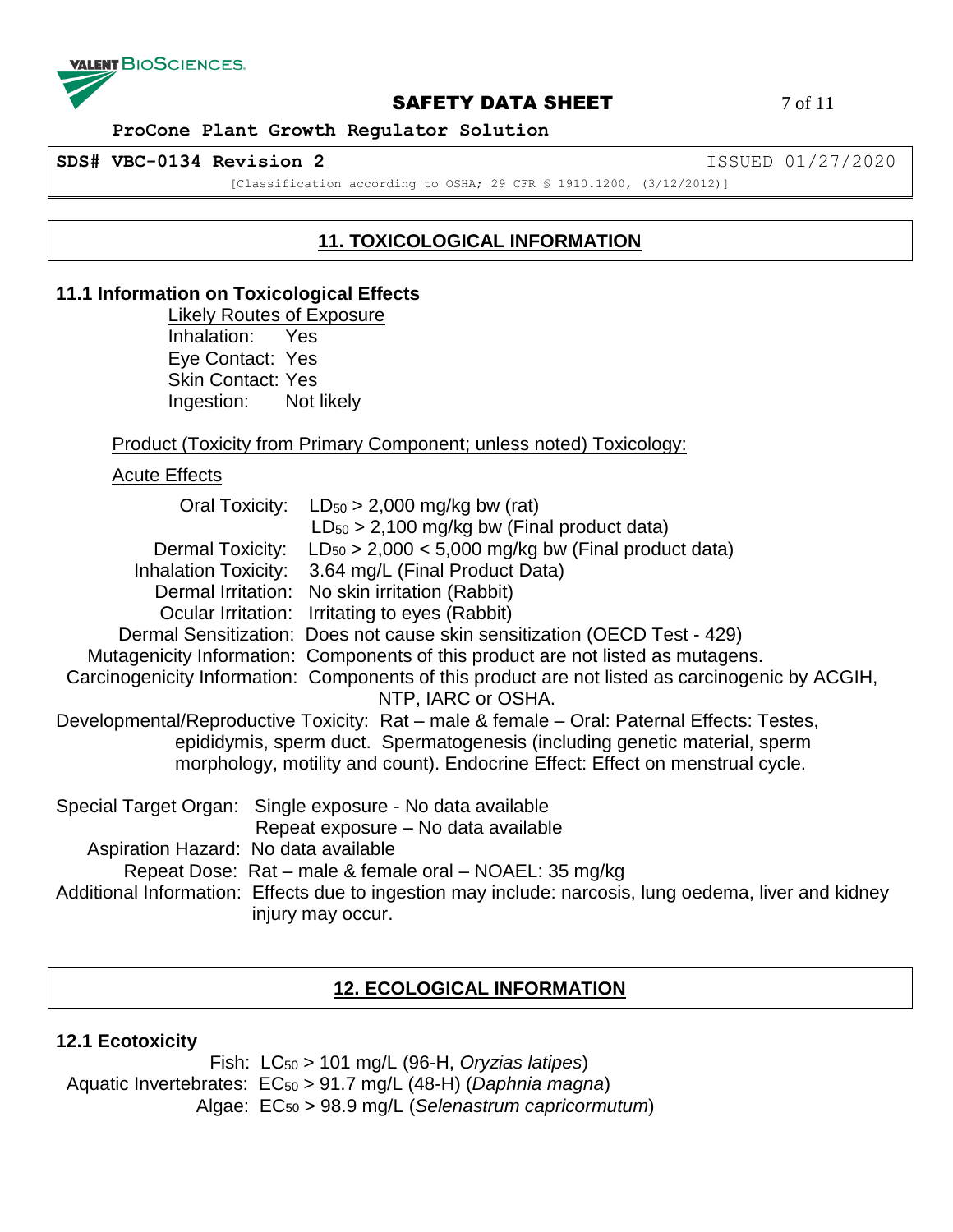## 11. TOXICOLOGICAL INFORMATION

### 11.1 Information on Toxicological Effects

Likely Routes of Exposure

Inhalation: Yes
Eye Contact: Yes
Skin Contact: Yes
Ingestion: Not likely

Product (Toxicity from Primary Component; unless noted) Toxicology:

Acute Effects

Oral Toxicity: $LD_{50}$ > 2,000 mg/kg bw (rat)
$LD_{50}$ > 2,100 mg/kg bw (Final product data)
Dermal Toxicity: $LD_{50}$ > 2,000 < 5,000 mg/kg bw (Final product data)
Inhalation Toxicity: 3.64 mg/L (Final Product Data)
Dermal Irritation: No skin irritation (Rabbit)
Ocular Irritation: Irritating to eyes (Rabbit)
Dermal Sensitization: Does not cause skin sensitization (OECD Test - 429)
Mutagenicity Information: Components of this product are not listed as mutagens.
Carcinogenicity Information: Components of this product are not listed as carcinogenic by ACGIH, NTP, IARC or OSHA.
Developmental/Reproductive Toxicity: Rat – male & female – Oral: Paternal Effects: Testes, epididymis, sperm duct. Spermatogenesis (including genetic material, sperm morphology, motility and count). Endocrine Effect: Effect on menstrual cycle.

Special Target Organ: Single exposure - No data available
Repeat exposure – No data available
Aspiration Hazard: No data available
Repeat Dose: Rat – male & female oral – NOAEL: 35 mg/kg
Additional Information: Effects due to ingestion may include: narcosis, lung oedema, liver and kidney injury may occur.

## 12. ECOLOGICAL INFORMATION

### 12.1 Ecotoxicity

Fish: $LC_{50}$ > 101 mg/L (96-H, *Oryzias latipes*)
Aquatic Invertebrates: $EC_{50}$ > 91.7 mg/L (48-H) (*Daphnia magna*)
Algae: $EC_{50}$ > 98.9 mg/L (*Selenastrum capricormutum*)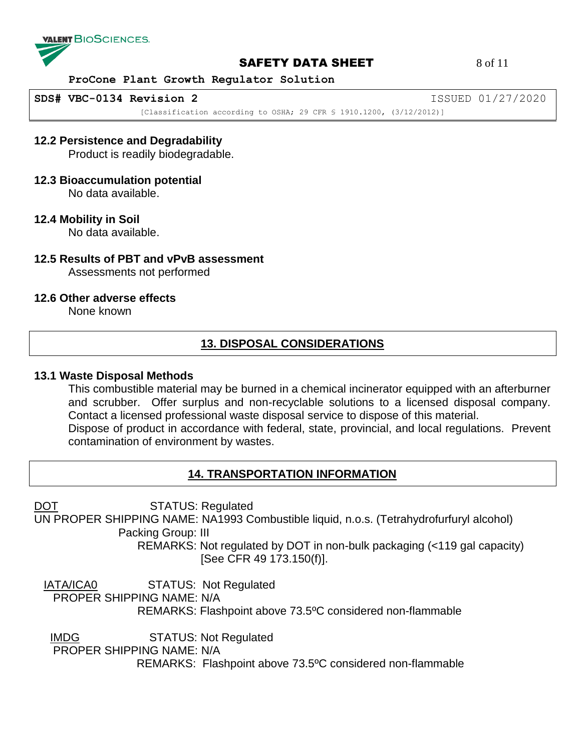### 12.2 Persistence and Degradability

Product is readily biodegradable.

### 12.3 Bioaccumulation potential

No data available.

### 12.4 Mobility in Soil

No data available.

### 12.5 Results of PBT and vPvB assessment

Assessments not performed

### 12.6 Other adverse effects

None known

## 13. DISPOSAL CONSIDERATIONS

### 13.1 Waste Disposal Methods

This combustible material may be burned in a chemical incinerator equipped with an afterburner and scrubber. Offer surplus and non-recyclable solutions to a licensed disposal company. Contact a licensed professional waste disposal service to dispose of this material.
Dispose of product in accordance with federal, state, provincial, and local regulations. Prevent contamination of environment by wastes.

## 14. TRANSPORTATION INFORMATION

DOT STATUS: Regulated
UN PROPER SHIPPING NAME: NA1993 Combustible liquid, n.o.s. (Tetrahydrofurfuryl alcohol)
Packing Group: III
REMARKS: Not regulated by DOT in non-bulk packaging (<119 gal capacity) [See CFR 49 173.150(f)].

IATA/ICA0 STATUS: Not Regulated
PROPER SHIPPING NAME: N/A
REMARKS: Flashpoint above 73.5ºC considered non-flammable

IMDG STATUS: Not Regulated
PROPER SHIPPING NAME: N/A
REMARKS: Flashpoint above 73.5ºC considered non-flammable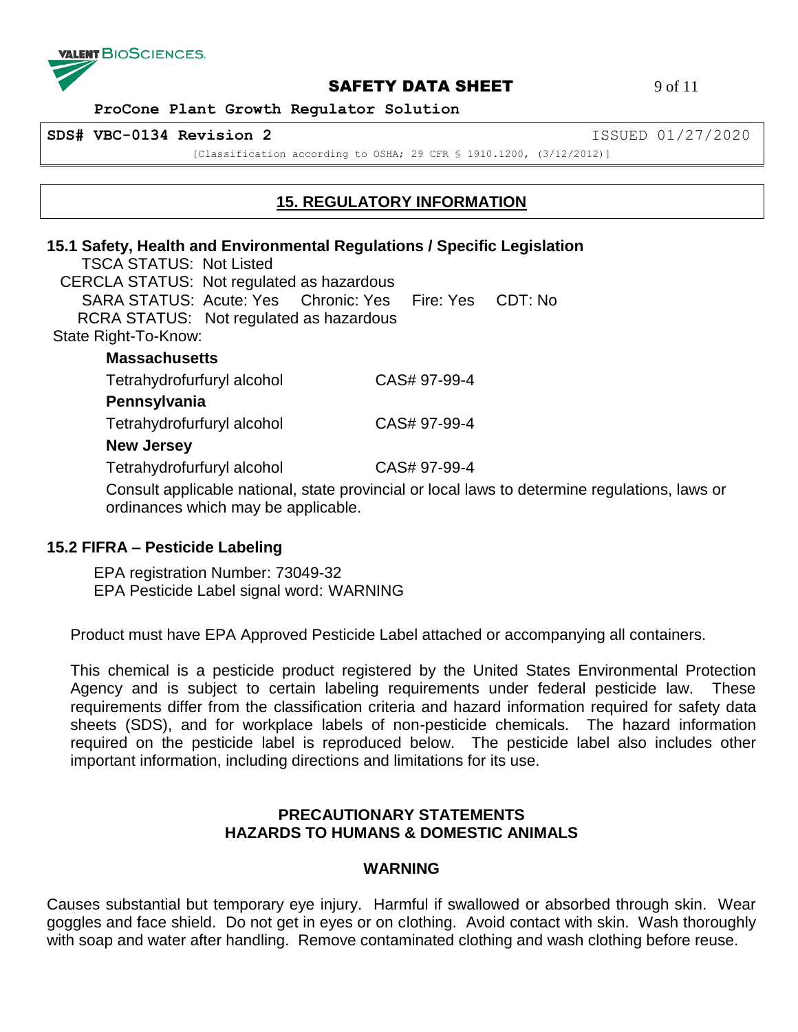## 15. REGULATORY INFORMATION

### 15.1 Safety, Health and Environmental Regulations / Specific Legislation

TSCA STATUS: Not Listed
CERCLA STATUS: Not regulated as hazardous
SARA STATUS: Acute: Yes Chronic: Yes Fire: Yes CDT: No
RCRA STATUS: Not regulated as hazardous
State Right-To-Know:

**Massachusetts**

| Tetrahydrofurfuryl alcohol | CAS# 97-99-4 |
|---|---|

**Pennsylvania**

| Tetrahydrofurfuryl alcohol | CAS# 97-99-4 |
|---|---|

**New Jersey**

| Tetrahydrofurfuryl alcohol | CAS# 97-99-4 |
|---|---|

Consult applicable national, state provincial or local laws to determine regulations, laws or ordinances which may be applicable.

### 15.2 FIFRA – Pesticide Labeling

EPA registration Number: 73049-32
EPA Pesticide Label signal word: WARNING

Product must have EPA Approved Pesticide Label attached or accompanying all containers.

This chemical is a pesticide product registered by the United States Environmental Protection Agency and is subject to certain labeling requirements under federal pesticide law. These requirements differ from the classification criteria and hazard information required for safety data sheets (SDS), and for workplace labels of non-pesticide chemicals. The hazard information required on the pesticide label is reproduced below. The pesticide label also includes other important information, including directions and limitations for its use.

**PRECAUTIONARY STATEMENTS**
**HAZARDS TO HUMANS & DOMESTIC ANIMALS**

**WARNING**

Causes substantial but temporary eye injury. Harmful if swallowed or absorbed through skin. Wear goggles and face shield. Do not get in eyes or on clothing. Avoid contact with skin. Wash thoroughly with soap and water after handling. Remove contaminated clothing and wash clothing before reuse.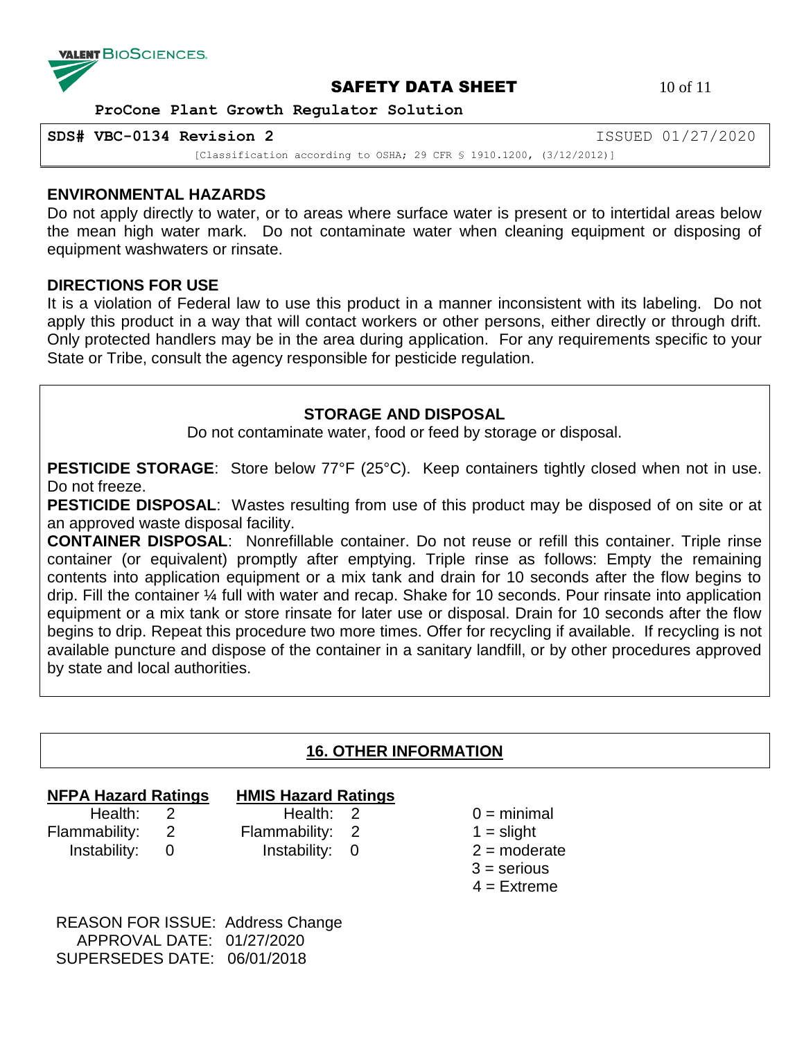## ENVIRONMENTAL HAZARDS

Do not apply directly to water, or to areas where surface water is present or to intertidal areas below the mean high water mark. Do not contaminate water when cleaning equipment or disposing of equipment washwaters or rinsate.

## DIRECTIONS FOR USE

It is a violation of Federal law to use this product in a manner inconsistent with its labeling. Do not apply this product in a way that will contact workers or other persons, either directly or through drift. Only protected handlers may be in the area during application. For any requirements specific to your State or Tribe, consult the agency responsible for pesticide regulation.

## STORAGE AND DISPOSAL

Do not contaminate water, food or feed by storage or disposal.

**PESTICIDE STORAGE**: Store below 77°F (25°C). Keep containers tightly closed when not in use. Do not freeze.

**PESTICIDE DISPOSAL**: Wastes resulting from use of this product may be disposed of on site or at an approved waste disposal facility.

**CONTAINER DISPOSAL**: Nonrefillable container. Do not reuse or refill this container. Triple rinse container (or equivalent) promptly after emptying. Triple rinse as follows: Empty the remaining contents into application equipment or a mix tank and drain for 10 seconds after the flow begins to drip. Fill the container ¼ full with water and recap. Shake for 10 seconds. Pour rinsate into application equipment or a mix tank or store rinsate for later use or disposal. Drain for 10 seconds after the flow begins to drip. Repeat this procedure two more times. Offer for recycling if available. If recycling is not available puncture and dispose of the container in a sanitary landfill, or by other procedures approved by state and local authorities.

## 16. OTHER INFORMATION

| NFPA Hazard Ratings | | HMIS Hazard Ratings | |
|---|---|---|---|
| Health: | 2 | Health: | 2 |
| Flammability: | 2 | Flammability: | 2 |
| Instability: | 0 | Instability: | 0 |

0 = minimal
1 = slight
2 = moderate
3 = serious
4 = Extreme

REASON FOR ISSUE: Address Change
APPROVAL DATE: 01/27/2020
SUPERSEDES DATE: 06/01/2018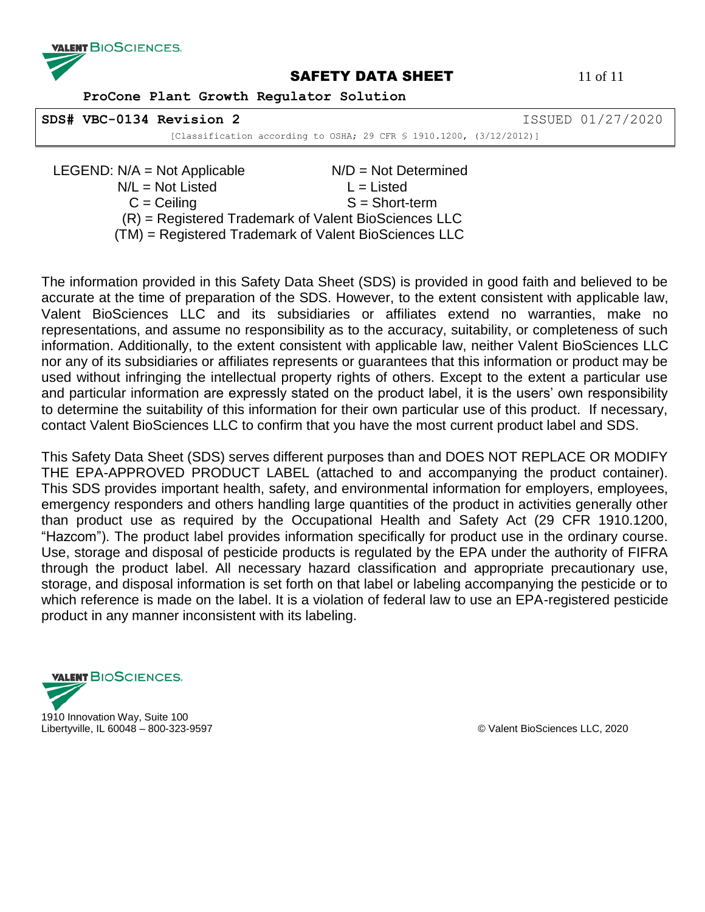LEGEND: N/A = Not Applicable N/D = Not Determined
N/L = Not Listed L = Listed
C = Ceiling S = Short-term
(R) = Registered Trademark of Valent BioSciences LLC
(TM) = Registered Trademark of Valent BioSciences LLC

The information provided in this Safety Data Sheet (SDS) is provided in good faith and believed to be accurate at the time of preparation of the SDS. However, to the extent consistent with applicable law, Valent BioSciences LLC and its subsidiaries or affiliates extend no warranties, make no representations, and assume no responsibility as to the accuracy, suitability, or completeness of such information. Additionally, to the extent consistent with applicable law, neither Valent BioSciences LLC nor any of its subsidiaries or affiliates represents or guarantees that this information or product may be used without infringing the intellectual property rights of others. Except to the extent a particular use and particular information are expressly stated on the product label, it is the users' own responsibility to determine the suitability of this information for their own particular use of this product. If necessary, contact Valent BioSciences LLC to confirm that you have the most current product label and SDS.

This Safety Data Sheet (SDS) serves different purposes than and DOES NOT REPLACE OR MODIFY THE EPA-APPROVED PRODUCT LABEL (attached to and accompanying the product container). This SDS provides important health, safety, and environmental information for employers, employees, emergency responders and others handling large quantities of the product in activities generally other than product use as required by the Occupational Health and Safety Act (29 CFR 1910.1200, "Hazcom"). The product label provides information specifically for product use in the ordinary course. Use, storage and disposal of pesticide products is regulated by the EPA under the authority of FIFRA through the product label. All necessary hazard classification and appropriate precautionary use, storage, and disposal information is set forth on that label or labeling accompanying the pesticide or to which reference is made on the label. It is a violation of federal law to use an EPA-registered pesticide product in any manner inconsistent with its labeling.

VALENT BIOSCIENCES.
1910 Innovation Way, Suite 100
Libertyville, IL 60048 – 800-323-9597

© Valent BioSciences LLC, 2020